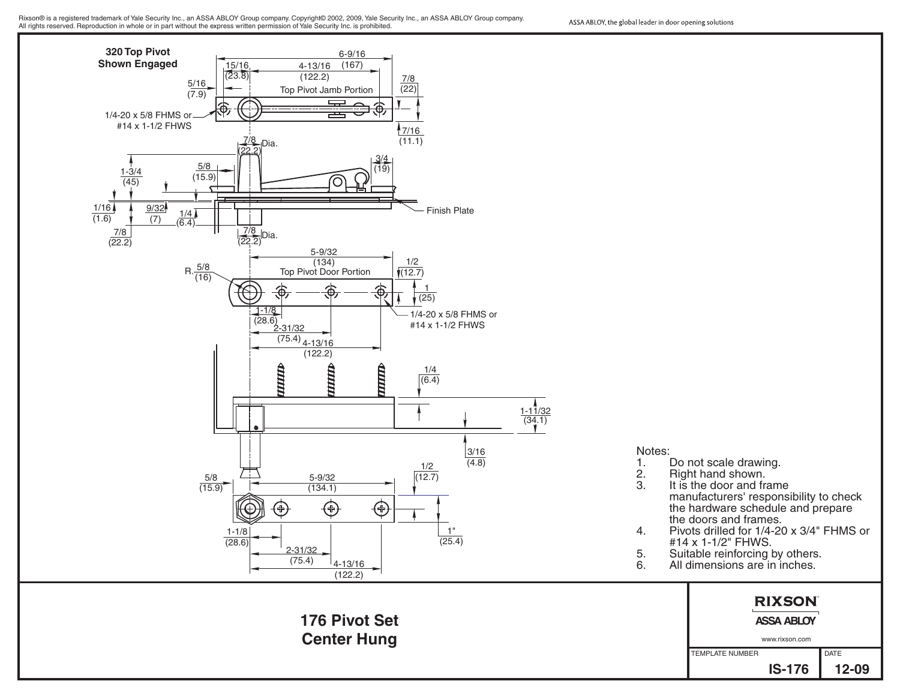Rixson® is a registered trademark of Yale Security Inc., an ASSA ABLOY Group company. Copyright© 2002, 2009, Yale Security Inc., an ASSA ABLOY Group company. All rights reserved. Reproduction in whole or in part without the express written permission of Yale Security Inc. is prohibited.

ASSA ABLOY, the global leader in door opening solutions

**320 Top Pivot Shown Engaged**

Top Pivot Jamb Portion

6-9/16 (167)
15/16 (23.8)
4-13/16 (122.2)
5/16 (7.9)
7/8 (22)
7/16 (11.1)
1/4-20 x 5/8 FHMS or #14 x 1-1/2 FHWS

7/8 Dia. (22.2)
1-3/4 (45)
5/8 (15.9)
3/4 (19)
1/16 (1.6)
9/32 (7)
1/4 (6.4)
7/8 (22.2)
7/8 Dia. (22.2)
Finish Plate

Top Pivot Door Portion

5-9/32 (134)
R. 5/8 (16)
1/2 (12.7)
1 (25)
1-1/8 (28.6)
2-31/32 (75.4)
4-13/16 (122.2)
1/4-20 x 5/8 FHMS or #14 x 1-1/2 FHWS

1/4 (6.4)
1-11/32 (34.1)
3/16 (4.8)

5/8 (15.9)
5-9/32 (134.1)
1/2 (12.7)
1" (25.4)
1-1/8 (28.6)
2-31/32 (75.4)
4-13/16 (122.2)

Notes:

1. Do not scale drawing.
2. Right hand shown.
3. It is the door and frame manufacturers' responsibility to check the hardware schedule and prepare the doors and frames.
4. Pivots drilled for 1/4-20 x 3/4" FHMS or #14 x 1-1/2" FHWS.
5. Suitable reinforcing by others.
6. All dimensions are in inches.

# 176 Pivot Set Center Hung

RIXSON
ASSA ABLOY
www.rixson.com

| TEMPLATE NUMBER | DATE |
|---|---|
| IS-176 | 12-09 |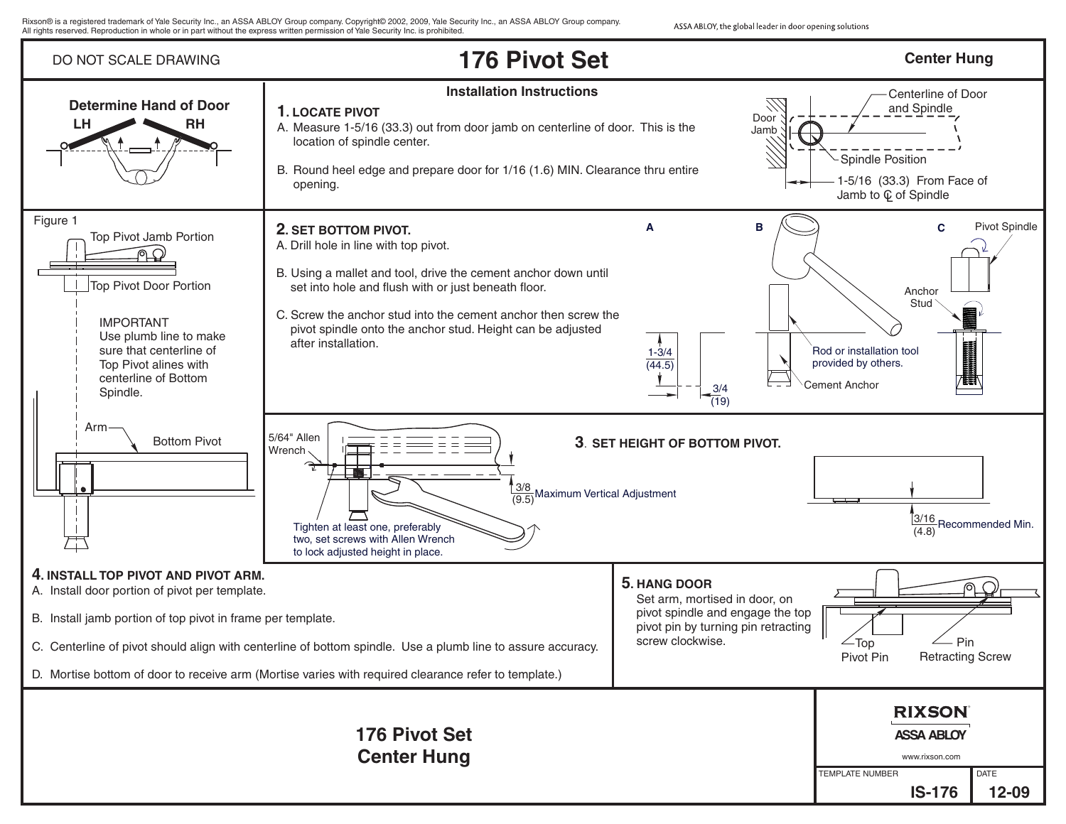Rixson® is a registered trademark of Yale Security Inc., an ASSA ABLOY Group company. Copyright© 2002, 2009, Yale Security Inc., an ASSA ABLOY Group company. All rights reserved. Reproduction in whole or in part without the express written permission of Yale Security Inc. is prohibited.

ASSA ABLOY, the global leader in door opening solutions

DO NOT SCALE DRAWING

# 176 Pivot Set

**Center Hung**

**Determine Hand of Door**

LH RH

## Installation Instructions

**1. LOCATE PIVOT**

A. Measure 1-5/16 (33.3) out from door jamb on centerline of door. This is the location of spindle center.

B. Round heel edge and prepare door for 1/16 (1.6) MIN. Clearance thru entire opening.

Door Jamb
Centerline of Door and Spindle
Spindle Position
1-5/16 (33.3) From Face of Jamb to ℄ of Spindle

Figure 1

Top Pivot Jamb Portion
Top Pivot Door Portion

IMPORTANT
Use plumb line to make sure that centerline of Top Pivot alines with centerline of Bottom Spindle.

Arm
Bottom Pivot

**2. SET BOTTOM PIVOT.**

A. Drill hole in line with top pivot.

B. Using a mallet and tool, drive the cement anchor down until set into hole and flush with or just beneath floor.

C. Screw the anchor stud into the cement anchor then screw the pivot spindle onto the anchor stud. Height can be adjusted after installation.

A
1-3/4 (44.5)
3/4 (19)

B
Rod or installation tool provided by others.
Cement Anchor

C
Pivot Spindle
Anchor Stud

**3. SET HEIGHT OF BOTTOM PIVOT.**

5/64" Allen Wrench
3/8 (9.5) Maximum Vertical Adjustment
Tighten at least one, preferably two, set screws with Allen Wrench to lock adjusted height in place.
3/16 (4.8) Recommended Min.

**4. INSTALL TOP PIVOT AND PIVOT ARM.**

A. Install door portion of pivot per template.

B. Install jamb portion of top pivot in frame per template.

C. Centerline of pivot should align with centerline of bottom spindle. Use a plumb line to assure accuracy.

D. Mortise bottom of door to receive arm (Mortise varies with required clearance refer to template.)

**5. HANG DOOR**

Set arm, mortised in door, on pivot spindle and engage the top pivot pin by turning pin retracting screw clockwise.

Top Pivot Pin
Pin Retracting Screw

**176 Pivot Set**
**Center Hung**

RIXSON
ASSA ABLOY
www.rixson.com

| TEMPLATE NUMBER | DATE |
|---|---|
| IS-176 | 12-09 |